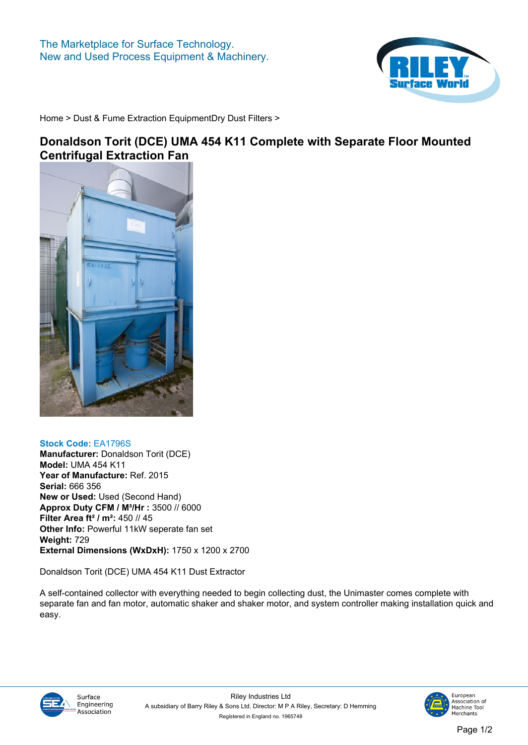The Marketplace for Surface Technology.
New and Used Process Equipment & Machinery.

Home > Dust & Fume Extraction EquipmentDry Dust Filters >

# Donaldson Torit (DCE) UMA 454 K11 Complete with Separate Floor Mounted Centrifugal Extraction Fan

**Stock Code:** EA1796S
**Manufacturer:** Donaldson Torit (DCE)
**Model:** UMA 454 K11
**Year of Manufacture:** Ref. 2015
**Serial:** 666 356
**New or Used:** Used (Second Hand)
**Approx Duty CFM / M³/Hr :** 3500 // 6000
**Filter Area ft² / m²:** 450 // 45
**Other Info:** Powerful 11kW seperate fan set
**Weight:** 729
**External Dimensions (WxDxH):** 1750 x 1200 x 2700

Donaldson Torit (DCE) UMA 454 K11 Dust Extractor

A self-contained collector with everything needed to begin collecting dust, the Unimaster comes complete with separate fan and fan motor, automatic shaker and shaker motor, and system controller making installation quick and easy.

Riley Industries Ltd
A subsidiary of Barry Riley & Sons Ltd. Director: M P A Riley, Secretary: D Hemming
Registered in England no. 1965748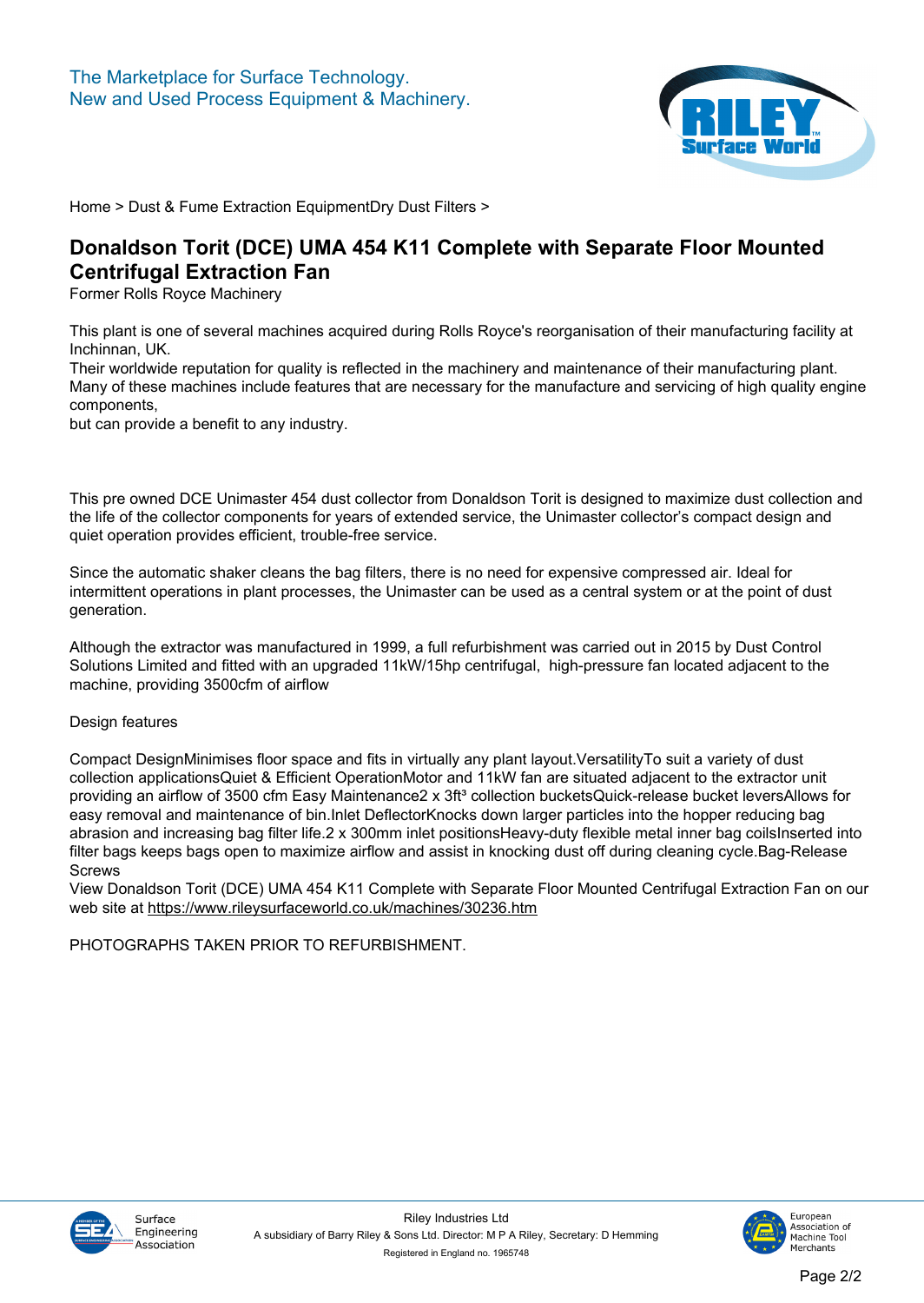The Marketplace for Surface Technology.
New and Used Process Equipment & Machinery.

Home > Dust & Fume Extraction EquipmentDry Dust Filters >

# Donaldson Torit (DCE) UMA 454 K11 Complete with Separate Floor Mounted Centrifugal Extraction Fan

Former Rolls Royce Machinery

This plant is one of several machines acquired during Rolls Royce's reorganisation of their manufacturing facility at Inchinnan, UK.
Their worldwide reputation for quality is reflected in the machinery and maintenance of their manufacturing plant. Many of these machines include features that are necessary for the manufacture and servicing of high quality engine components,
but can provide a benefit to any industry.

This pre owned DCE Unimaster 454 dust collector from Donaldson Torit is designed to maximize dust collection and the life of the collector components for years of extended service, the Unimaster collector's compact design and quiet operation provides efficient, trouble-free service.

Since the automatic shaker cleans the bag filters, there is no need for expensive compressed air. Ideal for intermittent operations in plant processes, the Unimaster can be used as a central system or at the point of dust generation.

Although the extractor was manufactured in 1999, a full refurbishment was carried out in 2015 by Dust Control Solutions Limited and fitted with an upgraded 11kW/15hp centrifugal, high-pressure fan located adjacent to the machine, providing 3500cfm of airflow

Design features

Compact DesignMinimises floor space and fits in virtually any plant layout.VersatilityTo suit a variety of dust collection applicationsQuiet & Efficient OperationMotor and 11kW fan are situated adjacent to the extractor unit providing an airflow of 3500 cfm Easy Maintenance2 x 3ft³ collection bucketsQuick-release bucket leversAllows for easy removal and maintenance of bin.Inlet DeflectorKnocks down larger particles into the hopper reducing bag abrasion and increasing bag filter life.2 x 300mm inlet positionsHeavy-duty flexible metal inner bag coilsInserted into filter bags keeps bags open to maximize airflow and assist in knocking dust off during cleaning cycle.Bag-Release Screws
View Donaldson Torit (DCE) UMA 454 K11 Complete with Separate Floor Mounted Centrifugal Extraction Fan on our web site at https://www.rileysurfaceworld.co.uk/machines/30236.htm

PHOTOGRAPHS TAKEN PRIOR TO REFURBISHMENT.

Riley Industries Ltd
A subsidiary of Barry Riley & Sons Ltd. Director: M P A Riley, Secretary: D Hemming
Registered in England no. 1965748